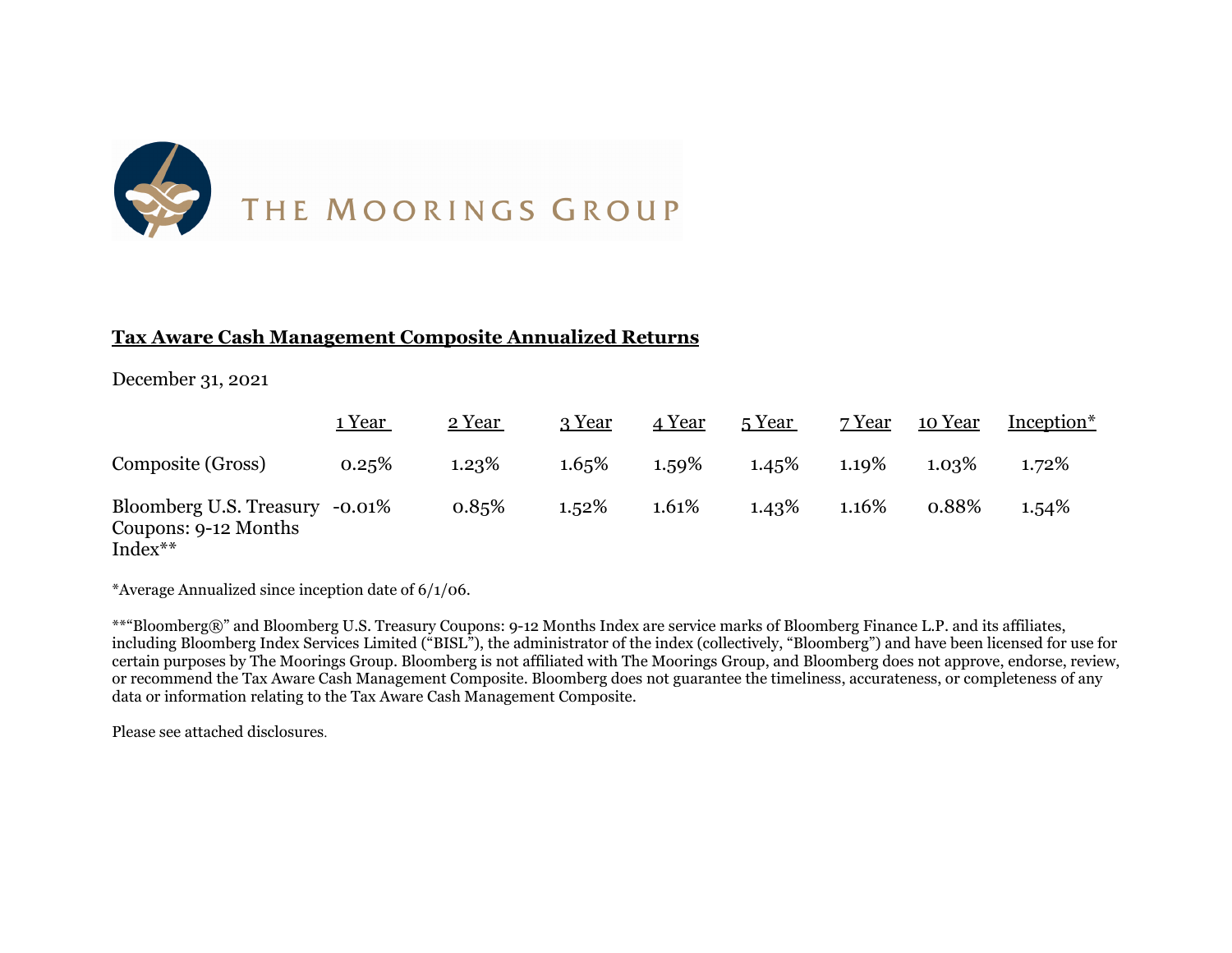THE MOORINGS GROUP

## Tax Aware Cash Management Composite Annualized Returns

December 31, 2021

| | 1 Year | 2 Year | 3 Year | 4 Year | 5 Year | 7 Year | 10 Year | Inception* |
|---|---|---|---|---|---|---|---|---|
| Composite (Gross) | 0.25% | 1.23% | 1.65% | 1.59% | 1.45% | 1.19% | 1.03% | 1.72% |
| Bloomberg U.S. Treasury Coupons: 9-12 Months Index** | -0.01% | 0.85% | 1.52% | 1.61% | 1.43% | 1.16% | 0.88% | 1.54% |

*Average Annualized since inception date of 6/1/06.

**"Bloomberg®" and Bloomberg U.S. Treasury Coupons: 9-12 Months Index are service marks of Bloomberg Finance L.P. and its affiliates, including Bloomberg Index Services Limited ("BISL"), the administrator of the index (collectively, "Bloomberg") and have been licensed for use for certain purposes by The Moorings Group. Bloomberg is not affiliated with The Moorings Group, and Bloomberg does not approve, endorse, review, or recommend the Tax Aware Cash Management Composite. Bloomberg does not guarantee the timeliness, accurateness, or completeness of any data or information relating to the Tax Aware Cash Management Composite.

Please see attached disclosures.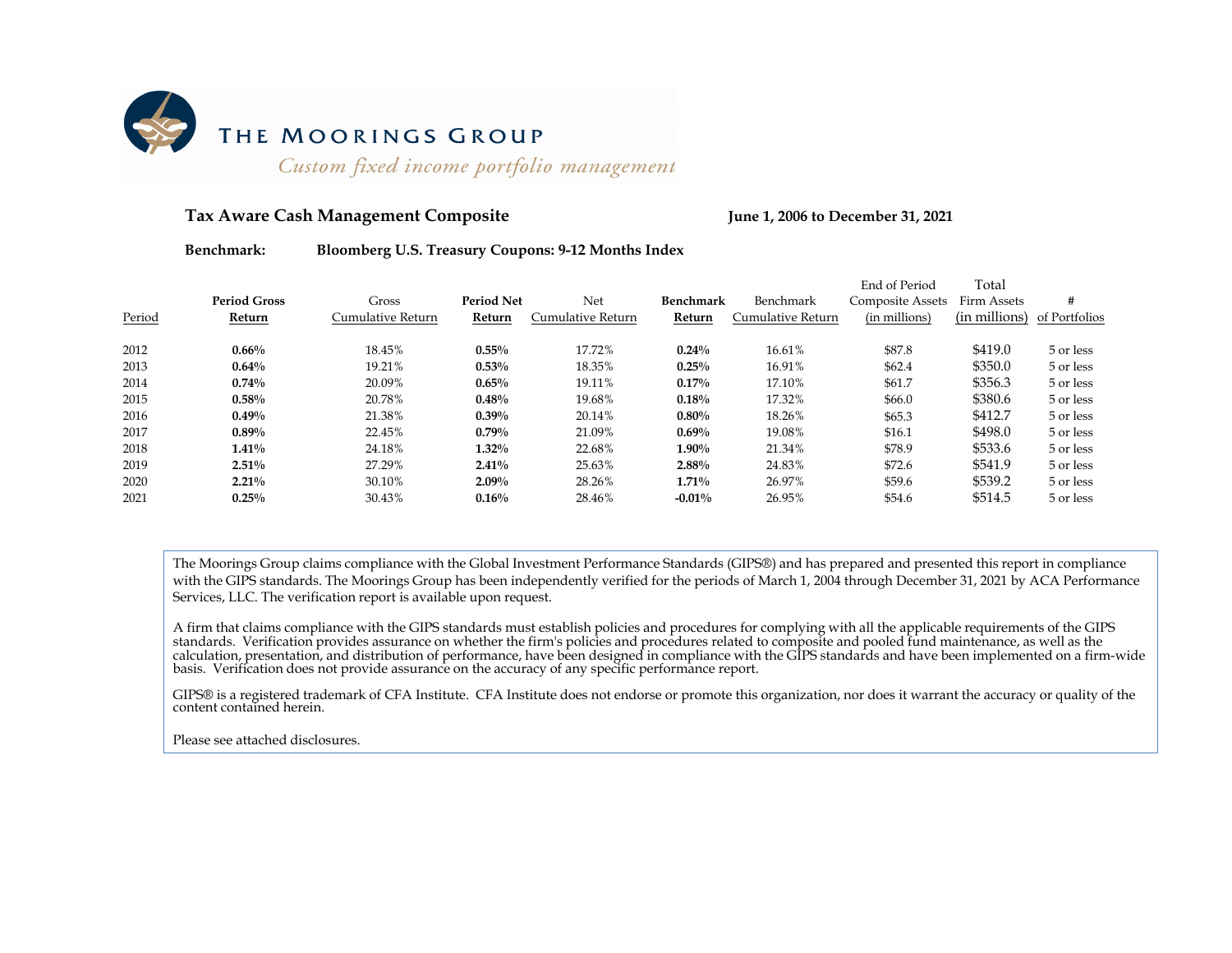THE MOORINGS GROUP

*Custom fixed income portfolio management*

## Tax Aware Cash Management Composite

**June 1, 2006 to December 31, 2021**

**Benchmark:** **Bloomberg U.S. Treasury Coupons: 9-12 Months Index**

| Period | Period Gross Return | Gross Cumulative Return | Period Net Return | Net Cumulative Return | Benchmark Return | Benchmark Cumulative Return | End of Period Composite Assets (in millions) | Total Firm Assets (in millions) | # of Portfolios |
|---|---|---|---|---|---|---|---|---|---|
| 2012 | **0.66%** | 18.45% | **0.55%** | 17.72% | **0.24%** | 16.61% | $87.8 | $419.0 | 5 or less |
| 2013 | **0.64%** | 19.21% | **0.53%** | 18.35% | **0.25%** | 16.91% | $62.4 | $350.0 | 5 or less |
| 2014 | **0.74%** | 20.09% | **0.65%** | 19.11% | **0.17%** | 17.10% | $61.7 | $356.3 | 5 or less |
| 2015 | **0.58%** | 20.78% | **0.48%** | 19.68% | **0.18%** | 17.32% | $66.0 | $380.6 | 5 or less |
| 2016 | **0.49%** | 21.38% | **0.39%** | 20.14% | **0.80%** | 18.26% | $65.3 | $412.7 | 5 or less |
| 2017 | **0.89%** | 22.45% | **0.79%** | 21.09% | **0.69%** | 19.08% | $16.1 | $498.0 | 5 or less |
| 2018 | **1.41%** | 24.18% | **1.32%** | 22.68% | **1.90%** | 21.34% | $78.9 | $533.6 | 5 or less |
| 2019 | **2.51%** | 27.29% | **2.41%** | 25.63% | **2.88%** | 24.83% | $72.6 | $541.9 | 5 or less |
| 2020 | **2.21%** | 30.10% | **2.09%** | 28.26% | **1.71%** | 26.97% | $59.6 | $539.2 | 5 or less |
| 2021 | **0.25%** | 30.43% | **0.16%** | 28.46% | **-0.01%** | 26.95% | $54.6 | $514.5 | 5 or less |

The Moorings Group claims compliance with the Global Investment Performance Standards (GIPS®) and has prepared and presented this report in compliance with the GIPS standards. The Moorings Group has been independently verified for the periods of March 1, 2004 through December 31, 2021 by ACA Performance Services, LLC. The verification report is available upon request.

A firm that claims compliance with the GIPS standards must establish policies and procedures for complying with all the applicable requirements of the GIPS standards. Verification provides assurance on whether the firm's policies and procedures related to composite and pooled fund maintenance, as well as the calculation, presentation, and distribution of performance, have been designed in compliance with the GIPS standards and have been implemented on a firm-wide basis. Verification does not provide assurance on the accuracy of any specific performance report.

GIPS® is a registered trademark of CFA Institute. CFA Institute does not endorse or promote this organization, nor does it warrant the accuracy or quality of the content contained herein.

Please see attached disclosures.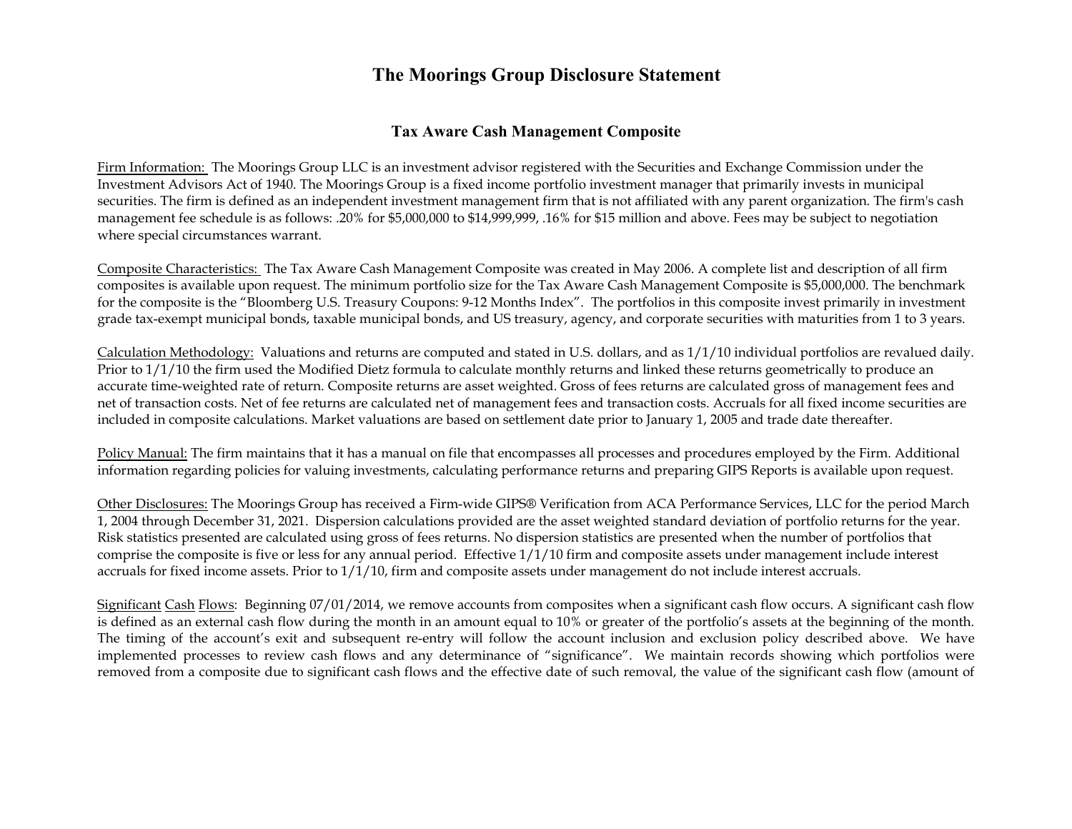# The Moorings Group Disclosure Statement

## Tax Aware Cash Management Composite

Firm Information: The Moorings Group LLC is an investment advisor registered with the Securities and Exchange Commission under the Investment Advisors Act of 1940. The Moorings Group is a fixed income portfolio investment manager that primarily invests in municipal securities. The firm is defined as an independent investment management firm that is not affiliated with any parent organization. The firm's cash management fee schedule is as follows: .20% for $5,000,000 to $14,999,999, .16% for $15 million and above. Fees may be subject to negotiation where special circumstances warrant.

Composite Characteristics: The Tax Aware Cash Management Composite was created in May 2006. A complete list and description of all firm composites is available upon request. The minimum portfolio size for the Tax Aware Cash Management Composite is $5,000,000. The benchmark for the composite is the "Bloomberg U.S. Treasury Coupons: 9-12 Months Index". The portfolios in this composite invest primarily in investment grade tax-exempt municipal bonds, taxable municipal bonds, and US treasury, agency, and corporate securities with maturities from 1 to 3 years.

Calculation Methodology: Valuations and returns are computed and stated in U.S. dollars, and as 1/1/10 individual portfolios are revalued daily. Prior to 1/1/10 the firm used the Modified Dietz formula to calculate monthly returns and linked these returns geometrically to produce an accurate time-weighted rate of return. Composite returns are asset weighted. Gross of fees returns are calculated gross of management fees and net of transaction costs. Net of fee returns are calculated net of management fees and transaction costs. Accruals for all fixed income securities are included in composite calculations. Market valuations are based on settlement date prior to January 1, 2005 and trade date thereafter.

Policy Manual: The firm maintains that it has a manual on file that encompasses all processes and procedures employed by the Firm. Additional information regarding policies for valuing investments, calculating performance returns and preparing GIPS Reports is available upon request.

Other Disclosures: The Moorings Group has received a Firm-wide GIPS® Verification from ACA Performance Services, LLC for the period March 1, 2004 through December 31, 2021. Dispersion calculations provided are the asset weighted standard deviation of portfolio returns for the year. Risk statistics presented are calculated using gross of fees returns. No dispersion statistics are presented when the number of portfolios that comprise the composite is five or less for any annual period. Effective 1/1/10 firm and composite assets under management include interest accruals for fixed income assets. Prior to 1/1/10, firm and composite assets under management do not include interest accruals.

Significant Cash Flows: Beginning 07/01/2014, we remove accounts from composites when a significant cash flow occurs. A significant cash flow is defined as an external cash flow during the month in an amount equal to 10% or greater of the portfolio's assets at the beginning of the month. The timing of the account's exit and subsequent re-entry will follow the account inclusion and exclusion policy described above. We have implemented processes to review cash flows and any determinance of "significance". We maintain records showing which portfolios were removed from a composite due to significant cash flows and the effective date of such removal, the value of the significant cash flow (amount of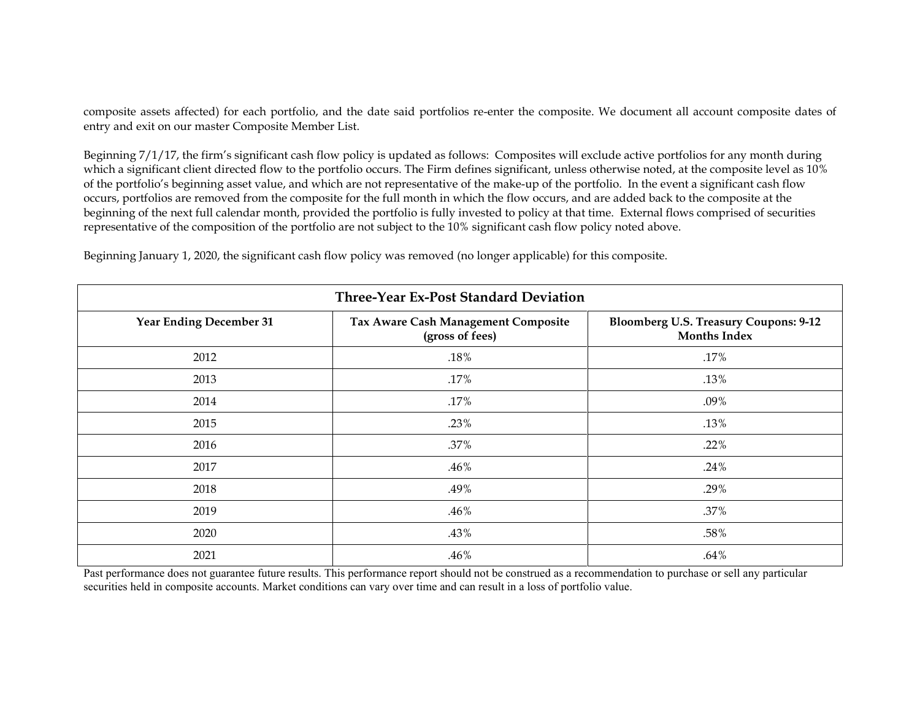composite assets affected) for each portfolio, and the date said portfolios re-enter the composite. We document all account composite dates of entry and exit on our master Composite Member List.

Beginning 7/1/17, the firm's significant cash flow policy is updated as follows: Composites will exclude active portfolios for any month during which a significant client directed flow to the portfolio occurs. The Firm defines significant, unless otherwise noted, at the composite level as 10% of the portfolio's beginning asset value, and which are not representative of the make-up of the portfolio. In the event a significant cash flow occurs, portfolios are removed from the composite for the full month in which the flow occurs, and are added back to the composite at the beginning of the next full calendar month, provided the portfolio is fully invested to policy at that time. External flows comprised of securities representative of the composition of the portfolio are not subject to the 10% significant cash flow policy noted above.

Beginning January 1, 2020, the significant cash flow policy was removed (no longer applicable) for this composite.

| Three-Year Ex-Post Standard Deviation | | |
|---|---|---|
| **Year Ending December 31** | **Tax Aware Cash Management Composite (gross of fees)** | **Bloomberg U.S. Treasury Coupons: 9-12 Months Index** |
| 2012 | .18% | .17% |
| 2013 | .17% | .13% |
| 2014 | .17% | .09% |
| 2015 | .23% | .13% |
| 2016 | .37% | .22% |
| 2017 | .46% | .24% |
| 2018 | .49% | .29% |
| 2019 | .46% | .37% |
| 2020 | .43% | .58% |
| 2021 | .46% | .64% |

Past performance does not guarantee future results. This performance report should not be construed as a recommendation to purchase or sell any particular securities held in composite accounts. Market conditions can vary over time and can result in a loss of portfolio value.